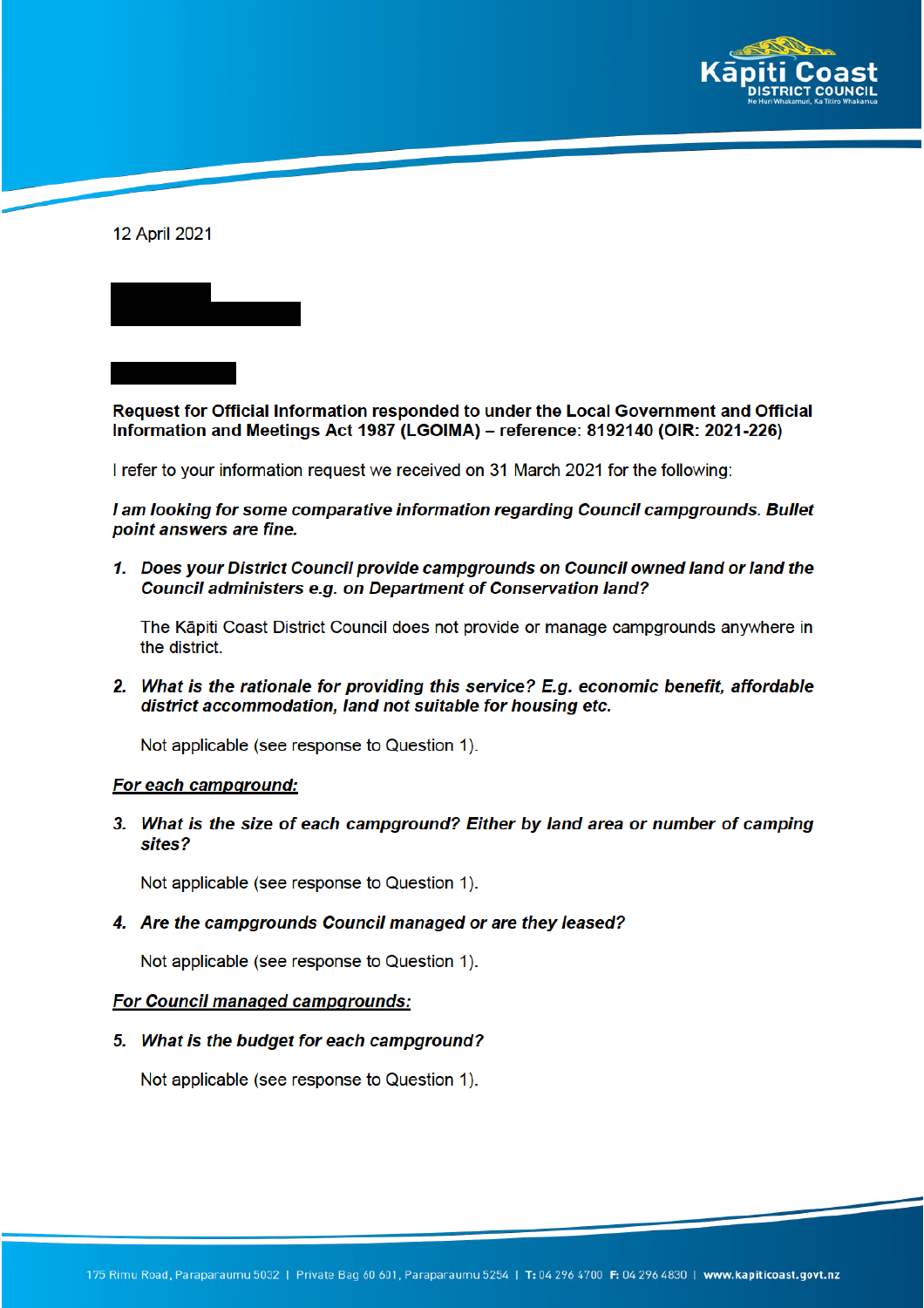12 April 2021

**Request for Official Information responded to under the Local Government and Official Information and Meetings Act 1987 (LGOIMA) – reference: 8192140 (OIR: 2021-226)**

I refer to your information request we received on 31 March 2021 for the following:

***I am looking for some comparative information regarding Council campgrounds. Bullet point answers are fine.***

1. ***Does your District Council provide campgrounds on Council owned land or land the Council administers e.g. on Department of Conservation land?***

   The Kāpiti Coast District Council does not provide or manage campgrounds anywhere in the district.

2. ***What is the rationale for providing this service? E.g. economic benefit, affordable district accommodation, land not suitable for housing etc.***

   Not applicable (see response to Question 1).

***For each campground:***

3. ***What is the size of each campground? Either by land area or number of camping sites?***

   Not applicable (see response to Question 1).

4. ***Are the campgrounds Council managed or are they leased?***

   Not applicable (see response to Question 1).

***For Council managed campgrounds:***

5. ***What is the budget for each campground?***

   Not applicable (see response to Question 1).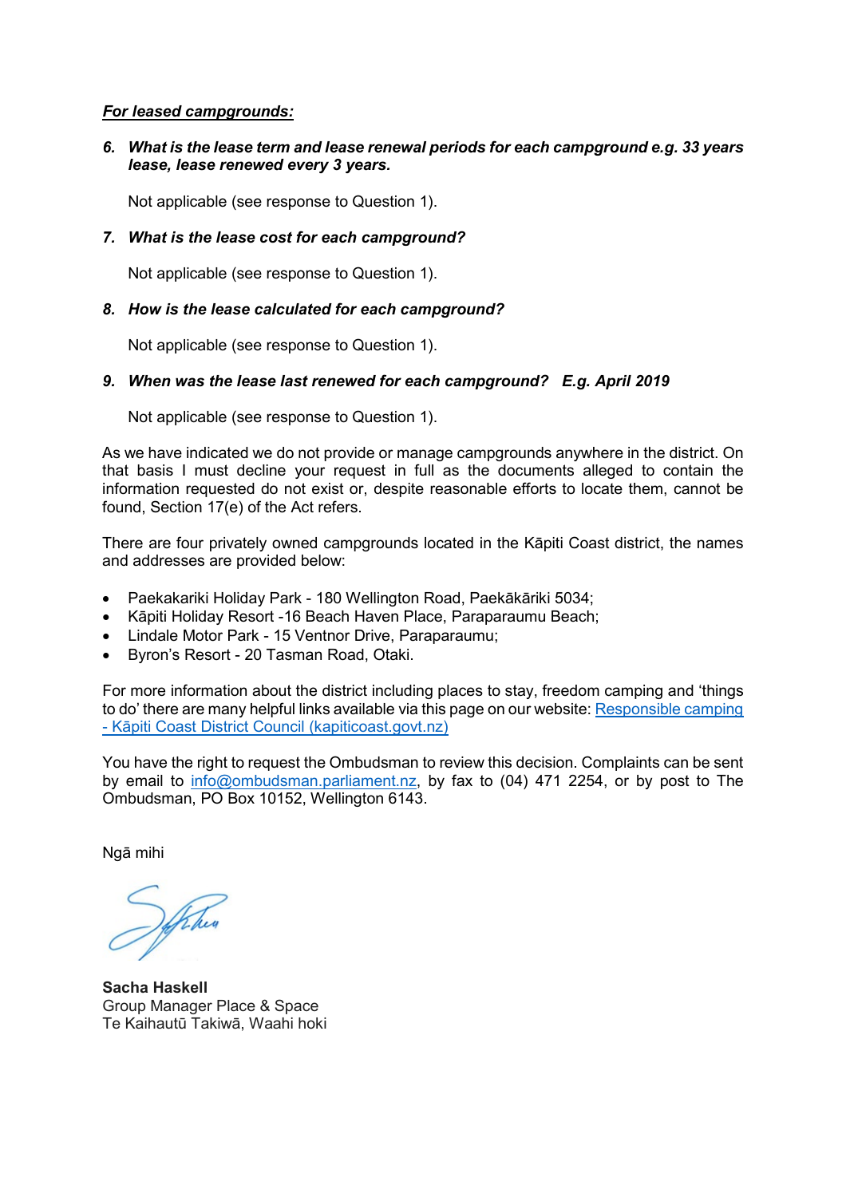***For leased campgrounds:***

6. ***What is the lease term and lease renewal periods for each campground e.g. 33 years lease, lease renewed every 3 years.***

   Not applicable (see response to Question 1).

7. ***What is the lease cost for each campground?***

   Not applicable (see response to Question 1).

8. ***How is the lease calculated for each campground?***

   Not applicable (see response to Question 1).

9. ***When was the lease last renewed for each campground? E.g. April 2019***

   Not applicable (see response to Question 1).

As we have indicated we do not provide or manage campgrounds anywhere in the district. On that basis I must decline your request in full as the documents alleged to contain the information requested do not exist or, despite reasonable efforts to locate them, cannot be found, Section 17(e) of the Act refers.

There are four privately owned campgrounds located in the Kāpiti Coast district, the names and addresses are provided below:

- Paekakariki Holiday Park - 180 Wellington Road, Paekākāriki 5034;
- Kāpiti Holiday Resort -16 Beach Haven Place, Paraparaumu Beach;
- Lindale Motor Park - 15 Ventnor Drive, Paraparaumu;
- Byron's Resort - 20 Tasman Road, Otaki.

For more information about the district including places to stay, freedom camping and 'things to do' there are many helpful links available via this page on our website: [Responsible camping - Kāpiti Coast District Council (kapiticoast.govt.nz)]()

You have the right to request the Ombudsman to review this decision. Complaints can be sent by email to info@ombudsman.parliament.nz, by fax to (04) 471 2254, or by post to The Ombudsman, PO Box 10152, Wellington 6143.

Ngā mihi

**Sacha Haskell**
Group Manager Place & Space
Te Kaihautū Takiwā, Waahi hoki